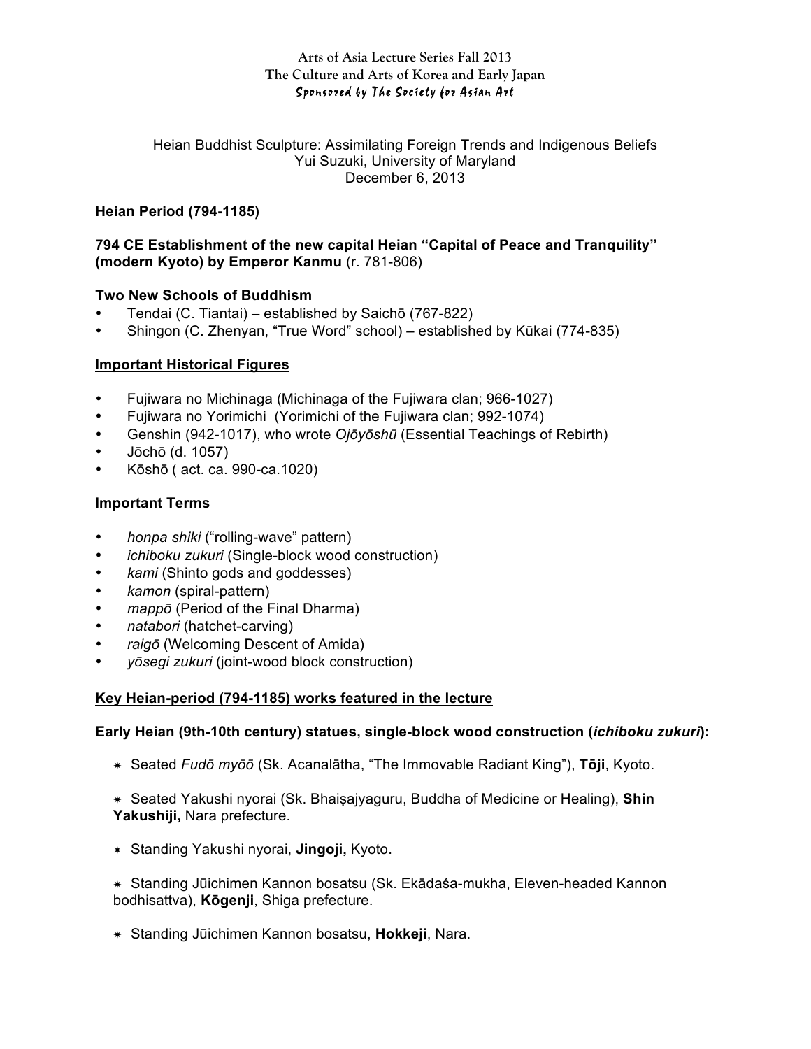**Arts of Asia Lecture Series Fall 2013**
**The Culture and Arts of Korea and Early Japan**
*Sponsored by The Society for Asian Art*

Heian Buddhist Sculpture: Assimilating Foreign Trends and Indigenous Beliefs
Yui Suzuki, University of Maryland
December 6, 2013

**Heian Period (794-1185)**

**794 CE Establishment of the new capital Heian "Capital of Peace and Tranquility" (modern Kyoto) by Emperor Kanmu** (r. 781-806)

**Two New Schools of Buddhism**

- Tendai (C. Tiantai) – established by Saichō (767-822)
- Shingon (C. Zhenyan, "True Word" school) – established by Kūkai (774-835)

**Important Historical Figures**

- Fujiwara no Michinaga (Michinaga of the Fujiwara clan; 966-1027)
- Fujiwara no Yorimichi (Yorimichi of the Fujiwara clan; 992-1074)
- Genshin (942-1017), who wrote *Ojōyōshū* (Essential Teachings of Rebirth)
- Jōchō (d. 1057)
- Kōshō ( act. ca. 990-ca.1020)

**Important Terms**

- *honpa shiki* ("rolling-wave" pattern)
- *ichiboku zukuri* (Single-block wood construction)
- *kami* (Shinto gods and goddesses)
- *kamon* (spiral-pattern)
- *mappō* (Period of the Final Dharma)
- *natabori* (hatchet-carving)
- *raigō* (Welcoming Descent of Amida)
- *yōsegi zukuri* (joint-wood block construction)

**Key Heian-period (794-1185) works featured in the lecture**

**Early Heian (9th-10th century) statues, single-block wood construction (*ichiboku zukuri*):**

- Seated *Fudō myōō* (Sk. Acanalātha, "The Immovable Radiant King"), **Tōji**, Kyoto.
- Seated Yakushi nyorai (Sk. Bhaiṣajyaguru, Buddha of Medicine or Healing), **Shin Yakushiji,** Nara prefecture.
- Standing Yakushi nyorai, **Jingoji,** Kyoto.
- Standing Jūichimen Kannon bosatsu (Sk. Ekādaśa-mukha, Eleven-headed Kannon bodhisattva), **Kōgenji**, Shiga prefecture.
- Standing Jūichimen Kannon bosatsu, **Hokkeji**, Nara.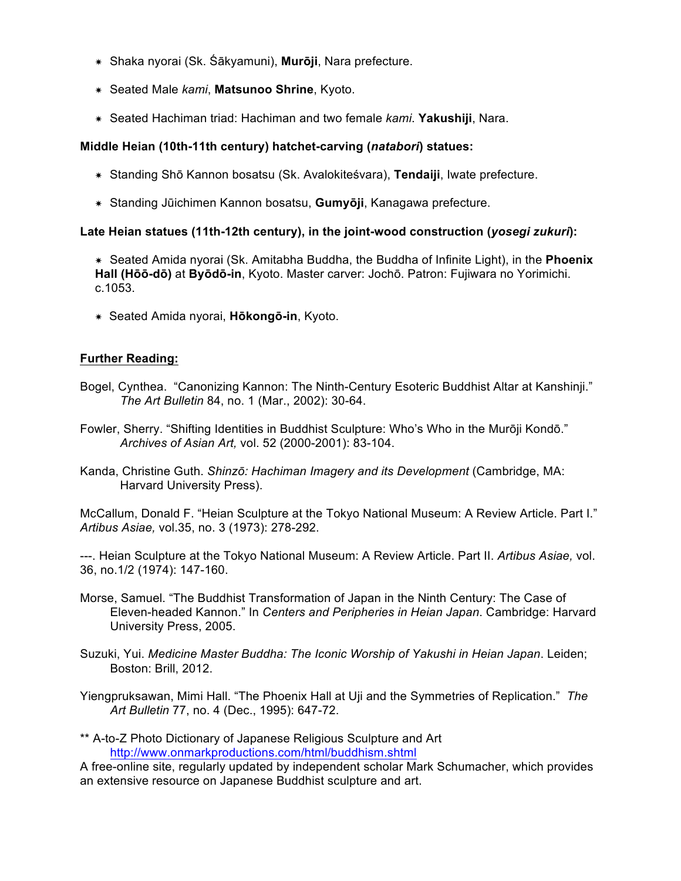- Shaka nyorai (Sk. Śākyamuni), **Murōji**, Nara prefecture.
- Seated Male *kami*, **Matsunoo Shrine**, Kyoto.
- Seated Hachiman triad: Hachiman and two female *kami*. **Yakushiji**, Nara.

**Middle Heian (10th-11th century) hatchet-carving (*natabori*) statues:**

- Standing Shō Kannon bosatsu (Sk. Avalokiteśvara), **Tendaiji**, Iwate prefecture.
- Standing Jūichimen Kannon bosatsu, **Gumyōji**, Kanagawa prefecture.

**Late Heian statues (11th-12th century), in the joint-wood construction (*yosegi zukuri*):**

- Seated Amida nyorai (Sk. Amitabha Buddha, the Buddha of Infinite Light), in the **Phoenix Hall (Hōō-dō)** at **Byōdō-in**, Kyoto. Master carver: Jochō. Patron: Fujiwara no Yorimichi. c.1053.
- Seated Amida nyorai, **Hōkongō-in**, Kyoto.

**<u>Further Reading:</u>**

Bogel, Cynthea. "Canonizing Kannon: The Ninth-Century Esoteric Buddhist Altar at Kanshinji." *The Art Bulletin* 84, no. 1 (Mar., 2002): 30-64.

Fowler, Sherry. "Shifting Identities in Buddhist Sculpture: Who's Who in the Murōji Kondō." *Archives of Asian Art,* vol. 52 (2000-2001): 83-104.

Kanda, Christine Guth. *Shinzō: Hachiman Imagery and its Development* (Cambridge, MA: Harvard University Press).

McCallum, Donald F. "Heian Sculpture at the Tokyo National Museum: A Review Article. Part I." *Artibus Asiae,* vol.35, no. 3 (1973): 278-292.

---. Heian Sculpture at the Tokyo National Museum: A Review Article. Part II. *Artibus Asiae,* vol. 36, no.1/2 (1974): 147-160.

Morse, Samuel. "The Buddhist Transformation of Japan in the Ninth Century: The Case of Eleven-headed Kannon." In *Centers and Peripheries in Heian Japan*. Cambridge: Harvard University Press, 2005.

Suzuki, Yui. *Medicine Master Buddha: The Iconic Worship of Yakushi in Heian Japan*. Leiden; Boston: Brill, 2012.

Yiengpruksawan, Mimi Hall. "The Phoenix Hall at Uji and the Symmetries of Replication." *The Art Bulletin* 77, no. 4 (Dec., 1995): 647-72.

** A-to-Z Photo Dictionary of Japanese Religious Sculpture and Art
http://www.onmarkproductions.com/html/buddhism.shtml
A free-online site, regularly updated by independent scholar Mark Schumacher, which provides an extensive resource on Japanese Buddhist sculpture and art.